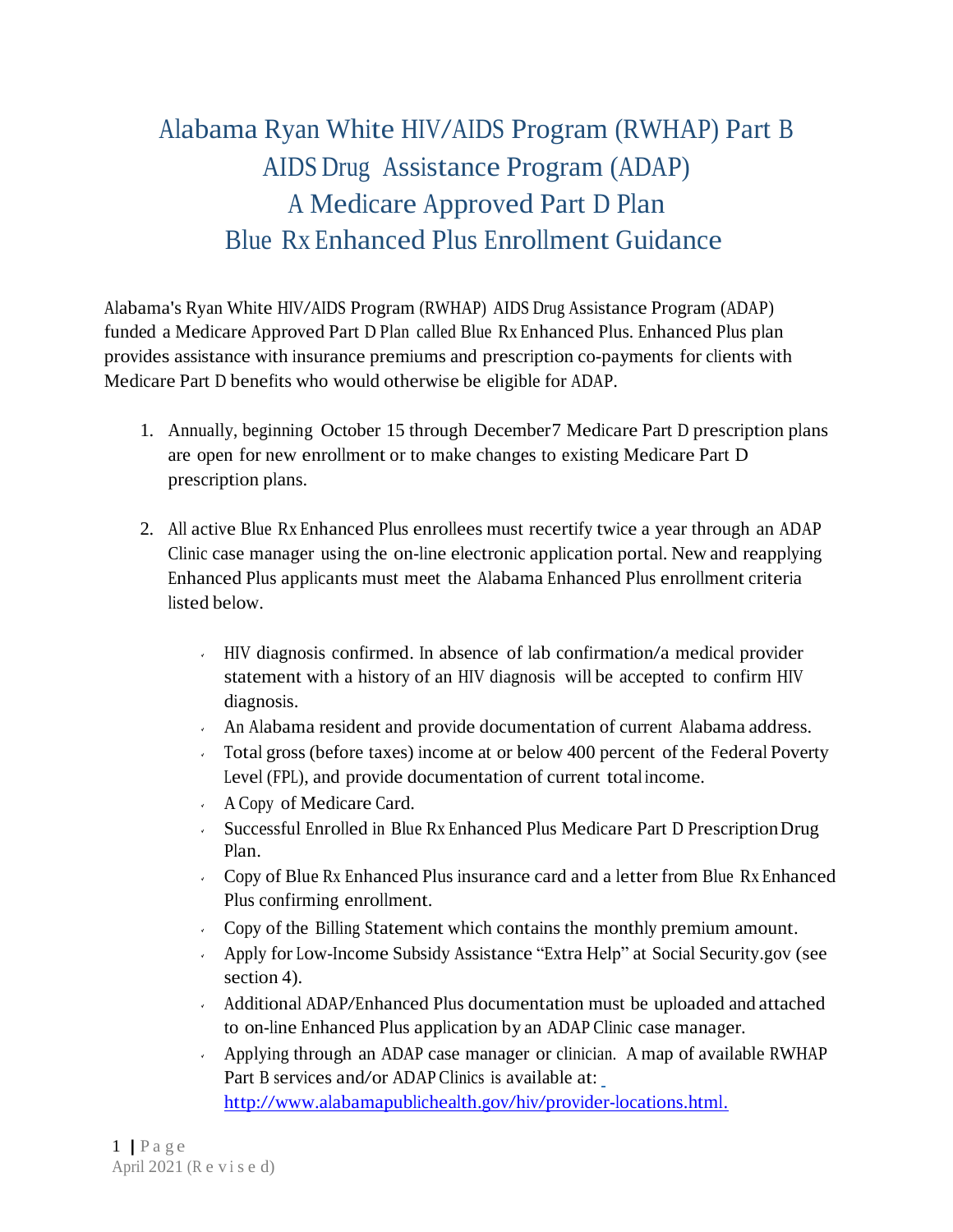# Alabama Ryan White HIV/AIDS Program (RWHAP) Part B AIDS Drug Assistance Program (ADAP) A Medicare Approved Part D Plan Blue Rx Enhanced Plus Enrollment Guidance

Alabama's Ryan White HIV/AIDS Program (RWHAP) AIDS Drug Assistance Program (ADAP) funded a Medicare Approved Part D Plan called Blue Rx Enhanced Plus. Enhanced Plus plan provides assistance with insurance premiums and prescription co-payments for clients with Medicare Part D benefits who would otherwise be eligible for ADAP.

1. Annually, beginning October 15 through December7 Medicare Part D prescription plans are open for new enrollment or to make changes to existing Medicare Part D prescription plans.

2. All active Blue Rx Enhanced Plus enrollees must recertify twice a year through an ADAP Clinic case manager using the on-line electronic application portal. New and reapplying Enhanced Plus applicants must meet the Alabama Enhanced Plus enrollment criteria listed below.

   - HIV diagnosis confirmed. In absence of lab confirmation/a medical provider statement with a history of an HIV diagnosis will be accepted to confirm HIV diagnosis.
   - An Alabama resident and provide documentation of current Alabama address.
   - Total gross (before taxes) income at or below 400 percent of the Federal Poverty Level (FPL), and provide documentation of current total income.
   - A Copy of Medicare Card.
   - Successful Enrolled in Blue Rx Enhanced Plus Medicare Part D Prescription Drug Plan.
   - Copy of Blue Rx Enhanced Plus insurance card and a letter from Blue Rx Enhanced Plus confirming enrollment.
   - Copy of the Billing Statement which contains the monthly premium amount.
   - Apply for Low-Income Subsidy Assistance "Extra Help" at Social Security.gov (see section 4).
   - Additional ADAP/Enhanced Plus documentation must be uploaded and attached to on-line Enhanced Plus application by an ADAP Clinic case manager.
   - Applying through an ADAP case manager or clinician. A map of available RWHAP Part B services and/or ADAP Clinics is available at: http://www.alabamapublichealth.gov/hiv/provider-locations.html.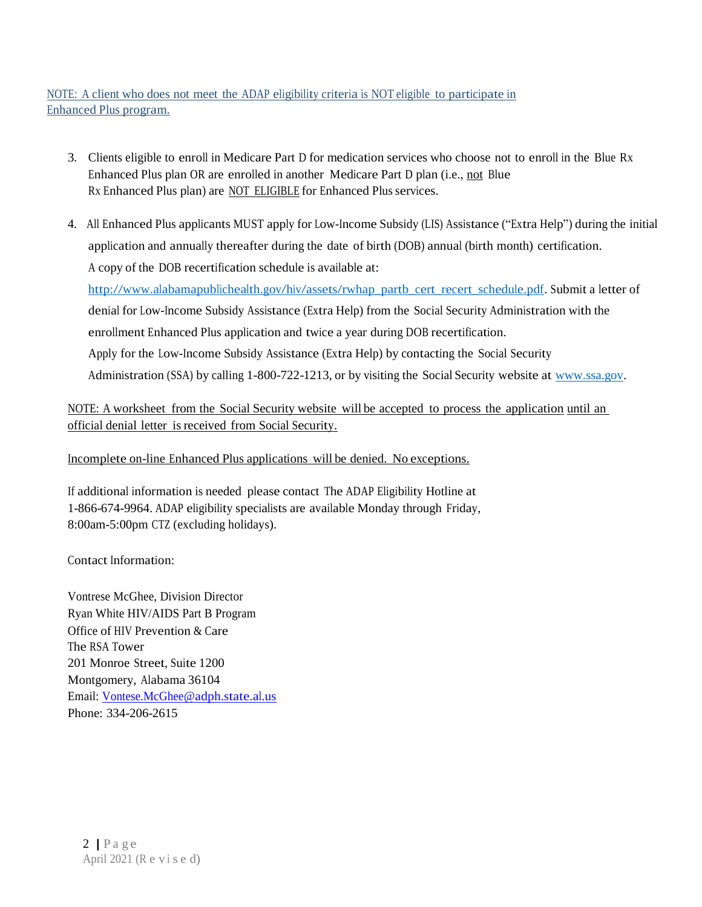NOTE: A client who does not meet the ADAP eligibility criteria is NOT eligible to participate in Enhanced Plus program.

3. Clients eligible to enroll in Medicare Part D for medication services who choose not to enroll in the Blue Rx Enhanced Plus plan OR are enrolled in another Medicare Part D plan (i.e., not Blue Rx Enhanced Plus plan) are NOT ELIGIBLE for Enhanced Plus services.

4. All Enhanced Plus applicants MUST apply for Low-Income Subsidy (LIS) Assistance ("Extra Help") during the initial application and annually thereafter during the date of birth (DOB) annual (birth month) certification. A copy of the DOB recertification schedule is available at: http://www.alabamapublichealth.gov/hiv/assets/rwhap_partb_cert_recert_schedule.pdf. Submit a letter of denial for Low-Income Subsidy Assistance (Extra Help) from the Social Security Administration with the enrollment Enhanced Plus application and twice a year during DOB recertification. Apply for the Low-Income Subsidy Assistance (Extra Help) by contacting the Social Security Administration (SSA) by calling 1-800-722-1213, or by visiting the Social Security website at www.ssa.gov.

NOTE: A worksheet from the Social Security website will be accepted to process the application until an official denial letter is received from Social Security.

Incomplete on-line Enhanced Plus applications will be denied. No exceptions.

If additional information is needed please contact The ADAP Eligibility Hotline at 1-866-674-9964. ADAP eligibility specialists are available Monday through Friday, 8:00am-5:00pm CTZ (excluding holidays).

Contact Information:

Vontrese McGhee, Division Director
Ryan White HIV/AIDS Part B Program
Office of HIV Prevention & Care
The RSA Tower
201 Monroe Street, Suite 1200
Montgomery, Alabama 36104
Email: Vontese.McGhee@adph.state.al.us
Phone: 334-206-2615